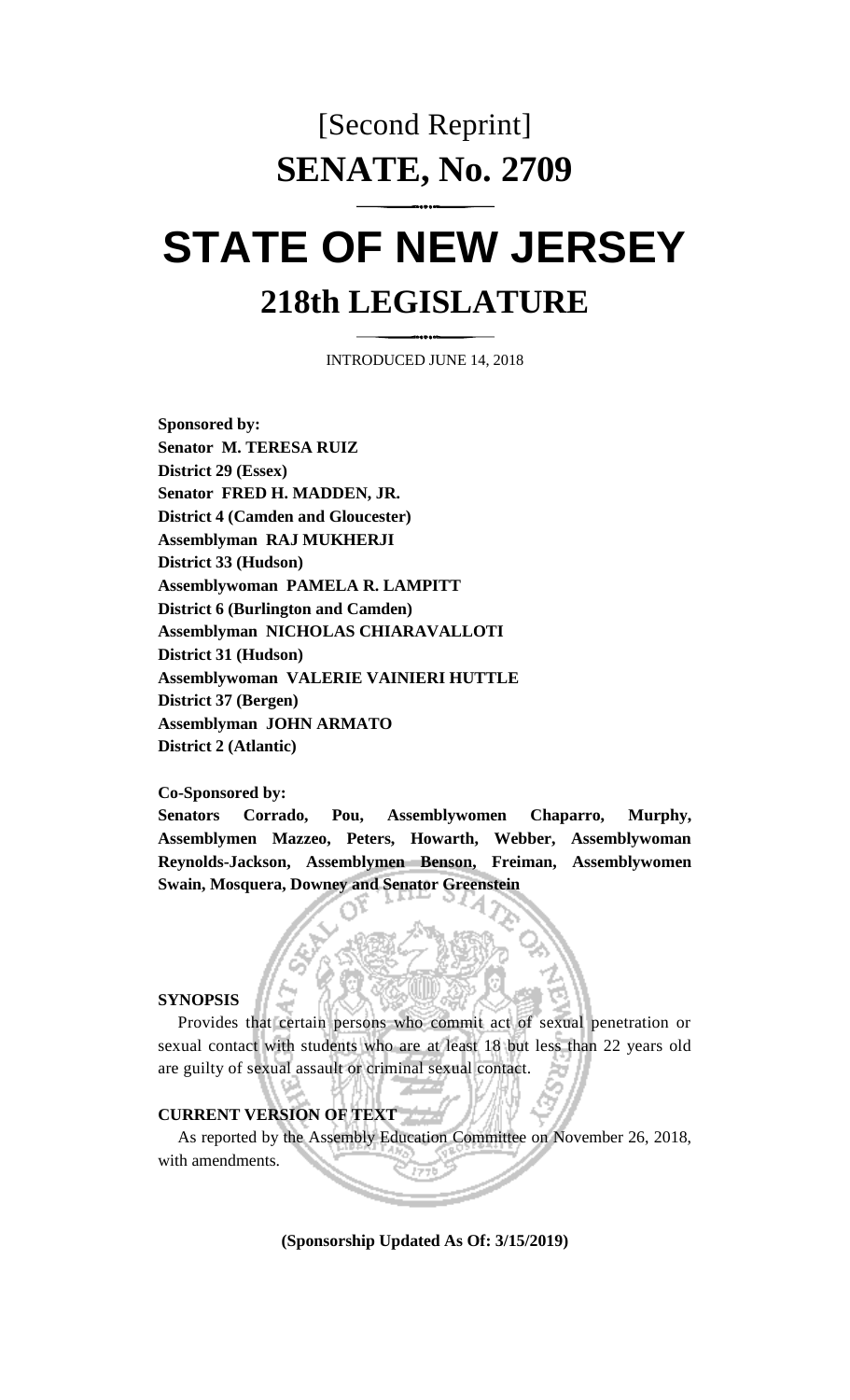[Second Reprint]

# SENATE, No. 2709

# STATE OF NEW JERSEY

## 218th LEGISLATURE

INTRODUCED JUNE 14, 2018

**Sponsored by:**
**Senator M. TERESA RUIZ**
**District 29 (Essex)**
**Senator FRED H. MADDEN, JR.**
**District 4 (Camden and Gloucester)**
**Assemblyman RAJ MUKHERJI**
**District 33 (Hudson)**
**Assemblywoman PAMELA R. LAMPITT**
**District 6 (Burlington and Camden)**
**Assemblyman NICHOLAS CHIARAVALLOTI**
**District 31 (Hudson)**
**Assemblywoman VALERIE VAINIERI HUTTLE**
**District 37 (Bergen)**
**Assemblyman JOHN ARMATO**
**District 2 (Atlantic)**

**Co-Sponsored by:**
**Senators Corrado, Pou, Assemblywomen Chaparro, Murphy, Assemblymen Mazzeo, Peters, Howarth, Webber, Assemblywoman Reynolds-Jackson, Assemblymen Benson, Freiman, Assemblywomen Swain, Mosquera, Downey and Senator Greenstein**

**SYNOPSIS**

Provides that certain persons who commit act of sexual penetration or sexual contact with students who are at least 18 but less than 22 years old are guilty of sexual assault or criminal sexual contact.

**CURRENT VERSION OF TEXT**

As reported by the Assembly Education Committee on November 26, 2018, with amendments.

**(Sponsorship Updated As Of: 3/15/2019)**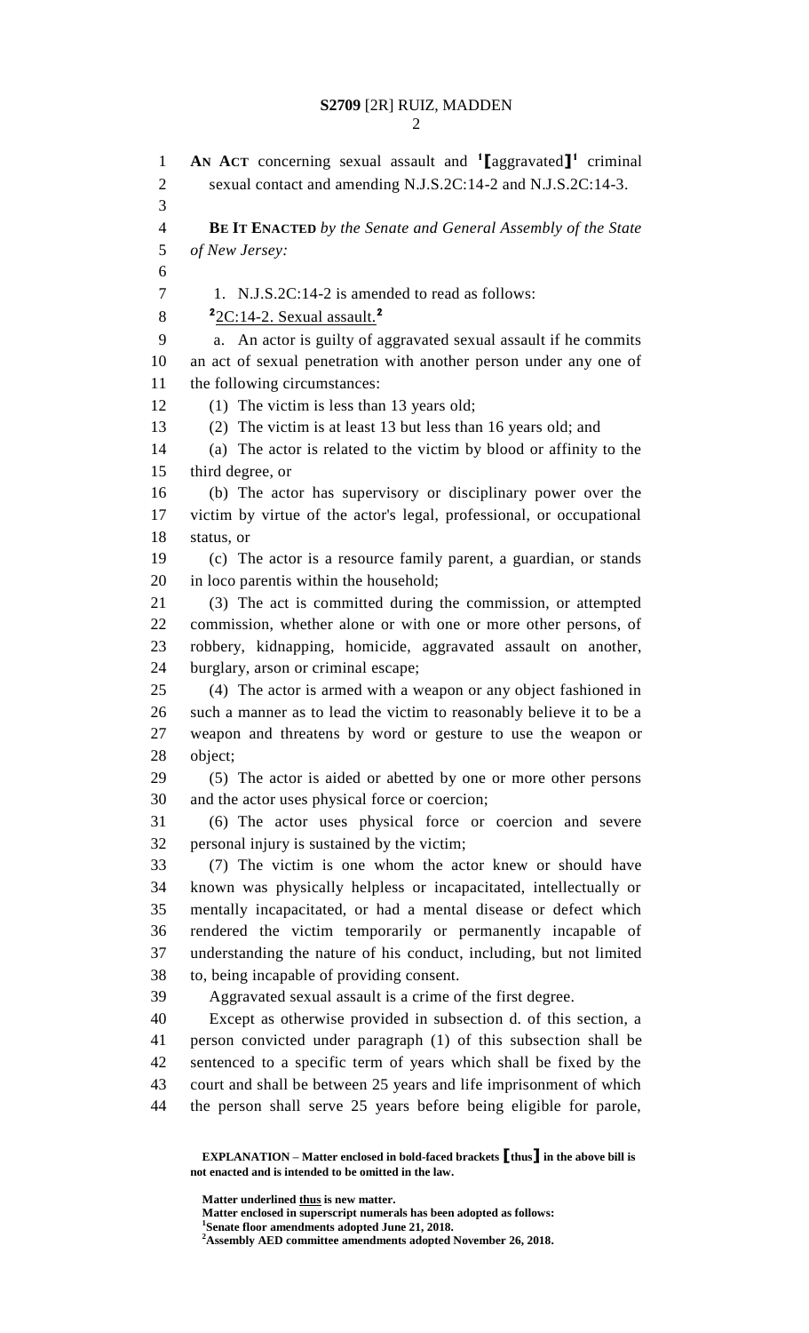AN ACT concerning sexual assault and [1][aggravated][1] criminal sexual contact and amending N.J.S.2C:14-2 and N.J.S.2C:14-3.

**BE IT ENACTED** *by the Senate and General Assembly of the State of New Jersey:*

1. N.J.S.2C:14-2 is amended to read as follows:

[2]2C:14-2. Sexual assault.[2]

a. An actor is guilty of aggravated sexual assault if he commits an act of sexual penetration with another person under any one of the following circumstances:

(1) The victim is less than 13 years old;

(2) The victim is at least 13 but less than 16 years old; and

(a) The actor is related to the victim by blood or affinity to the third degree, or

(b) The actor has supervisory or disciplinary power over the victim by virtue of the actor's legal, professional, or occupational status, or

(c) The actor is a resource family parent, a guardian, or stands in loco parentis within the household;

(3) The act is committed during the commission, or attempted commission, whether alone or with one or more other persons, of robbery, kidnapping, homicide, aggravated assault on another, burglary, arson or criminal escape;

(4) The actor is armed with a weapon or any object fashioned in such a manner as to lead the victim to reasonably believe it to be a weapon and threatens by word or gesture to use the weapon or object;

(5) The actor is aided or abetted by one or more other persons and the actor uses physical force or coercion;

(6) The actor uses physical force or coercion and severe personal injury is sustained by the victim;

(7) The victim is one whom the actor knew or should have known was physically helpless or incapacitated, intellectually or mentally incapacitated, or had a mental disease or defect which rendered the victim temporarily or permanently incapable of understanding the nature of his conduct, including, but not limited to, being incapable of providing consent.

Aggravated sexual assault is a crime of the first degree.

Except as otherwise provided in subsection d. of this section, a person convicted under paragraph (1) of this subsection shall be sentenced to a specific term of years which shall be fixed by the court and shall be between 25 years and life imprisonment of which the person shall serve 25 years before being eligible for parole,

---

**EXPLANATION – Matter enclosed in bold-faced brackets [thus] in the above bill is not enacted and is intended to be omitted in the law.**

**Matter underlined thus is new matter.**
**Matter enclosed in superscript numerals has been adopted as follows:**
**[1]Senate floor amendments adopted June 21, 2018.**
**[2]Assembly AED committee amendments adopted November 26, 2018.**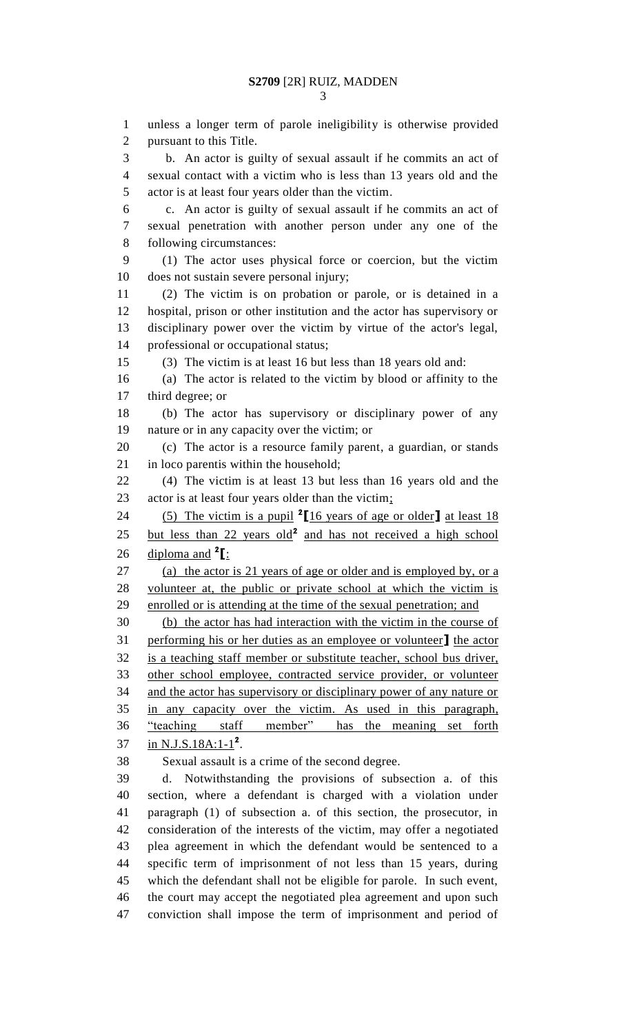unless a longer term of parole ineligibility is otherwise provided pursuant to this Title.

b. An actor is guilty of sexual assault if he commits an act of sexual contact with a victim who is less than 13 years old and the actor is at least four years older than the victim.

c. An actor is guilty of sexual assault if he commits an act of sexual penetration with another person under any one of the following circumstances:

(1) The actor uses physical force or coercion, but the victim does not sustain severe personal injury;

(2) The victim is on probation or parole, or is detained in a hospital, prison or other institution and the actor has supervisory or disciplinary power over the victim by virtue of the actor's legal, professional or occupational status;

(3) The victim is at least 16 but less than 18 years old and:

(a) The actor is related to the victim by blood or affinity to the third degree; or

(b) The actor has supervisory or disciplinary power of any nature or in any capacity over the victim; or

(c) The actor is a resource family parent, a guardian, or stands in loco parentis within the household;

(4) The victim is at least 13 but less than 16 years old and the actor is at least four years older than the victim;

(5) The victim is a pupil [2]【16 years of age or older】 at least 18 but less than 22 years old[2] and has not received a high school diploma and [2]【:

(a) the actor is 21 years of age or older and is employed by, or a volunteer at, the public or private school at which the victim is enrolled or is attending at the time of the sexual penetration; and

(b) the actor has had interaction with the victim in the course of performing his or her duties as an employee or volunteer】 the actor is a teaching staff member or substitute teacher, school bus driver, other school employee, contracted service provider, or volunteer and the actor has supervisory or disciplinary power of any nature or in any capacity over the victim. As used in this paragraph, "teaching staff member" has the meaning set forth in N.J.S.18A:1-1[2].

Sexual assault is a crime of the second degree.

d. Notwithstanding the provisions of subsection a. of this section, where a defendant is charged with a violation under paragraph (1) of subsection a. of this section, the prosecutor, in consideration of the interests of the victim, may offer a negotiated plea agreement in which the defendant would be sentenced to a specific term of imprisonment of not less than 15 years, during which the defendant shall not be eligible for parole. In such event, the court may accept the negotiated plea agreement and upon such conviction shall impose the term of imprisonment and period of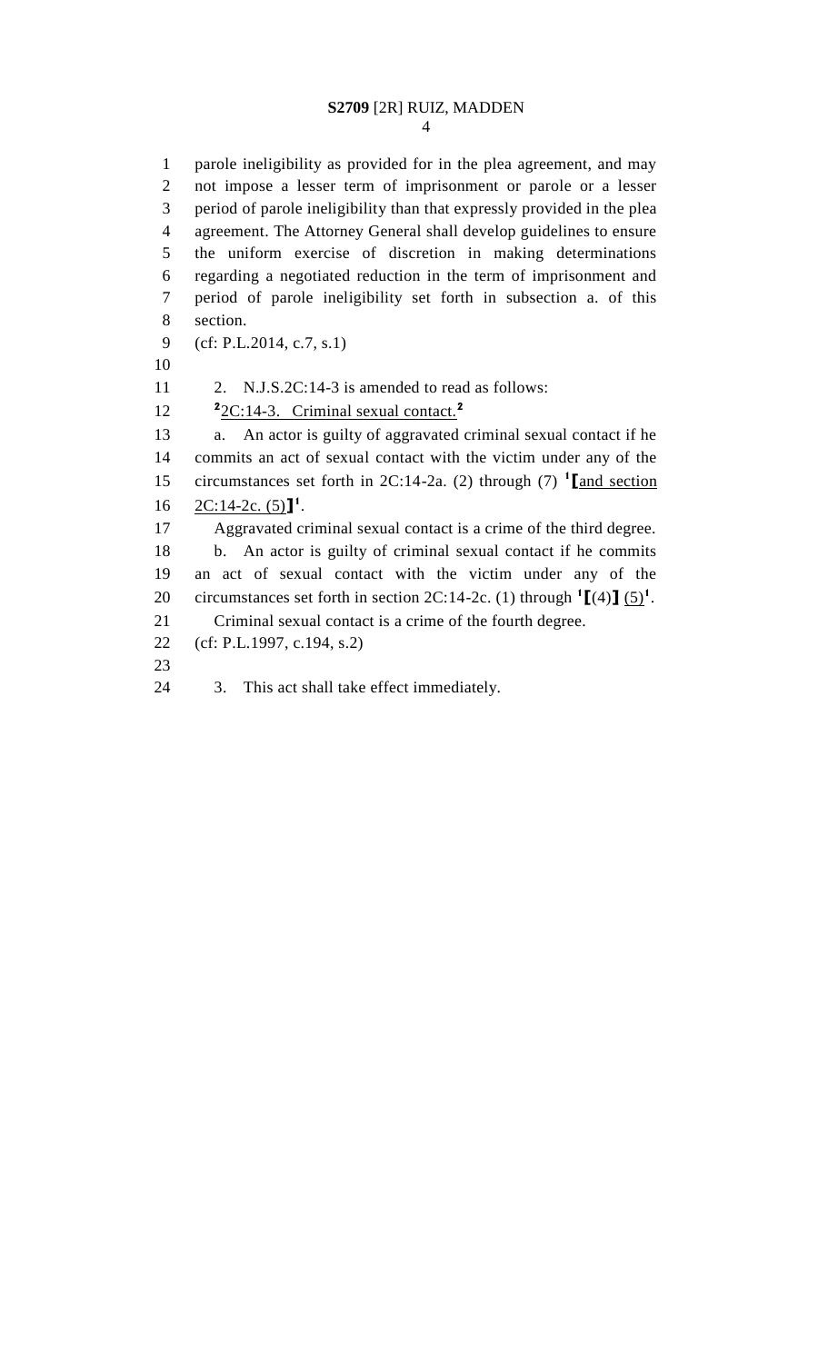parole ineligibility as provided for in the plea agreement, and may not impose a lesser term of imprisonment or parole or a lesser period of parole ineligibility than that expressly provided in the plea agreement. The Attorney General shall develop guidelines to ensure the uniform exercise of discretion in making determinations regarding a negotiated reduction in the term of imprisonment and period of parole ineligibility set forth in subsection a. of this section.

(cf: P.L.2014, c.7, s.1)

2. N.J.S.2C:14-3 is amended to read as follows:

[2]<u>2C:14-3. Criminal sexual contact.</u>[2]

a. An actor is guilty of aggravated criminal sexual contact if he commits an act of sexual contact with the victim under any of the circumstances set forth in 2C:14-2a. (2) through (7) [1]**[**<u>and section 2C:14-2c. (5)</u>**]**[1].

Aggravated criminal sexual contact is a crime of the third degree.

b. An actor is guilty of criminal sexual contact if he commits an act of sexual contact with the victim under any of the circumstances set forth in section 2C:14-2c. (1) through [1]**[**(4)**]** <u>(5)</u>[1].

Criminal sexual contact is a crime of the fourth degree.

(cf: P.L.1997, c.194, s.2)

3. This act shall take effect immediately.